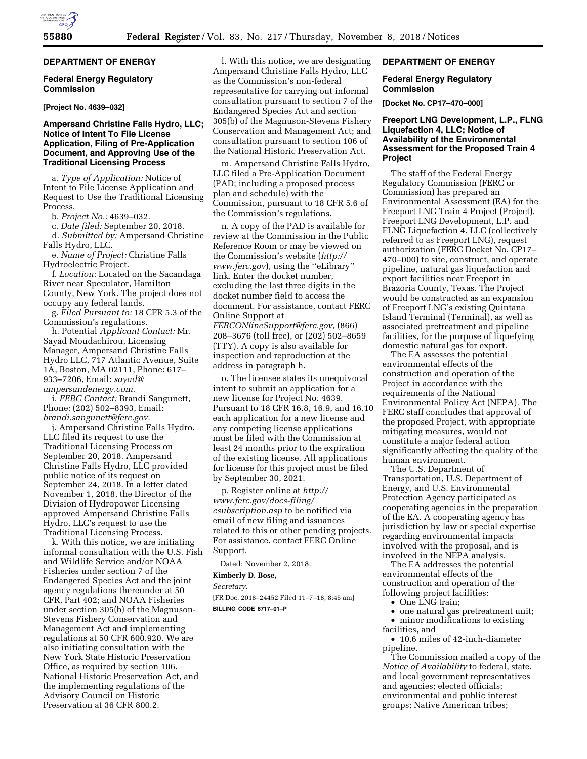## DEPARTMENT OF ENERGY

### Federal Energy Regulatory Commission

**[Project No. 4639–032]**

### Ampersand Christine Falls Hydro, LLC; Notice of Intent To File License Application, Filing of Pre-Application Document, and Approving Use of the Traditional Licensing Process

a. *Type of Application:* Notice of Intent to File License Application and Request to Use the Traditional Licensing Process.

b. *Project No.:* 4639–032.

c. *Date filed:* September 20, 2018.

d. *Submitted by:* Ampersand Christine Falls Hydro, LLC.

e. *Name of Project:* Christine Falls Hydroelectric Project.

f. *Location:* Located on the Sacandaga River near Speculator, Hamilton County, New York. The project does not occupy any federal lands.

g. *Filed Pursuant to:* 18 CFR 5.3 of the Commission's regulations.

h. Potential *Applicant Contact:* Mr. Sayad Moudachirou, Licensing Manager, Ampersand Christine Falls Hydro LLC, 717 Atlantic Avenue, Suite 1A, Boston, MA 02111, Phone: 617–933–7206, Email: *sayad@ampersandenergy.com.*

i. *FERC Contact:* Brandi Sangunett, Phone: (202) 502–8393, Email: *brandi.sangunett@ferc.gov.*

j. Ampersand Christine Falls Hydro, LLC filed its request to use the Traditional Licensing Process on September 20, 2018. Ampersand Christine Falls Hydro, LLC provided public notice of its request on September 24, 2018. In a letter dated November 1, 2018, the Director of the Division of Hydropower Licensing approved Ampersand Christine Falls Hydro, LLC's request to use the Traditional Licensing Process.

k. With this notice, we are initiating informal consultation with the U.S. Fish and Wildlife Service and/or NOAA Fisheries under section 7 of the Endangered Species Act and the joint agency regulations thereunder at 50 CFR, Part 402; and NOAA Fisheries under section 305(b) of the Magnuson-Stevens Fishery Conservation and Management Act and implementing regulations at 50 CFR 600.920. We are also initiating consultation with the New York State Historic Preservation Office, as required by section 106, National Historic Preservation Act, and the implementing regulations of the Advisory Council on Historic Preservation at 36 CFR 800.2.

l. With this notice, we are designating Ampersand Christine Falls Hydro, LLC as the Commission's non-federal representative for carrying out informal consultation pursuant to section 7 of the Endangered Species Act and section 305(b) of the Magnuson-Stevens Fishery Conservation and Management Act; and consultation pursuant to section 106 of the National Historic Preservation Act.

m. Ampersand Christine Falls Hydro, LLC filed a Pre-Application Document (PAD; including a proposed process plan and schedule) with the Commission, pursuant to 18 CFR 5.6 of the Commission's regulations.

n. A copy of the PAD is available for review at the Commission in the Public Reference Room or may be viewed on the Commission's website (*http://www.ferc.gov*), using the ''eLibrary'' link. Enter the docket number, excluding the last three digits in the docket number field to access the document. For assistance, contact FERC Online Support at *FERCONlineSupport@ferc.gov,* (866) 208–3676 (toll free), or (202) 502–8659 (TTY). A copy is also available for inspection and reproduction at the address in paragraph h.

o. The licensee states its unequivocal intent to submit an application for a new license for Project No. 4639. Pursuant to 18 CFR 16.8, 16.9, and 16.10 each application for a new license and any competing license applications must be filed with the Commission at least 24 months prior to the expiration of the existing license. All applications for license for this project must be filed by September 30, 2021.

p. Register online at *http://www.ferc.gov/docs-filing/esubscription.asp* to be notified via email of new filing and issuances related to this or other pending projects. For assistance, contact FERC Online Support.

Dated: November 2, 2018.

**Kimberly D. Bose,**

*Secretary.*

[FR Doc. 2018–24452 Filed 11–7–18; 8:45 am]

**BILLING CODE 6717–01–P**

## DEPARTMENT OF ENERGY

### Federal Energy Regulatory Commission

**[Docket No. CP17–470–000]**

### Freeport LNG Development, L.P., FLNG Liquefaction 4, LLC; Notice of Availability of the Environmental Assessment for the Proposed Train 4 Project

The staff of the Federal Energy Regulatory Commission (FERC or Commission) has prepared an Environmental Assessment (EA) for the Freeport LNG Train 4 Project (Project). Freeport LNG Development, L.P. and FLNG Liquefaction 4, LLC (collectively referred to as Freeport LNG), request authorization (FERC Docket No. CP17–470–000) to site, construct, and operate pipeline, natural gas liquefaction and export facilities near Freeport in Brazoria County, Texas. The Project would be constructed as an expansion of Freeport LNG's existing Quintana Island Terminal (Terminal), as well as associated pretreatment and pipeline facilities, for the purpose of liquefying domestic natural gas for export.

The EA assesses the potential environmental effects of the construction and operation of the Project in accordance with the requirements of the National Environmental Policy Act (NEPA). The FERC staff concludes that approval of the proposed Project, with appropriate mitigating measures, would not constitute a major federal action significantly affecting the quality of the human environment.

The U.S. Department of Transportation, U.S. Department of Energy, and U.S. Environmental Protection Agency participated as cooperating agencies in the preparation of the EA. A cooperating agency has jurisdiction by law or special expertise regarding environmental impacts involved with the proposal, and is involved in the NEPA analysis.

The EA addresses the potential environmental effects of the construction and operation of the following project facilities:

- One LNG train;
- one natural gas pretreatment unit;
- minor modifications to existing facilities, and
- 10.6 miles of 42-inch-diameter pipeline.

The Commission mailed a copy of the *Notice of Availability* to federal, state, and local government representatives and agencies; elected officials; environmental and public interest groups; Native American tribes;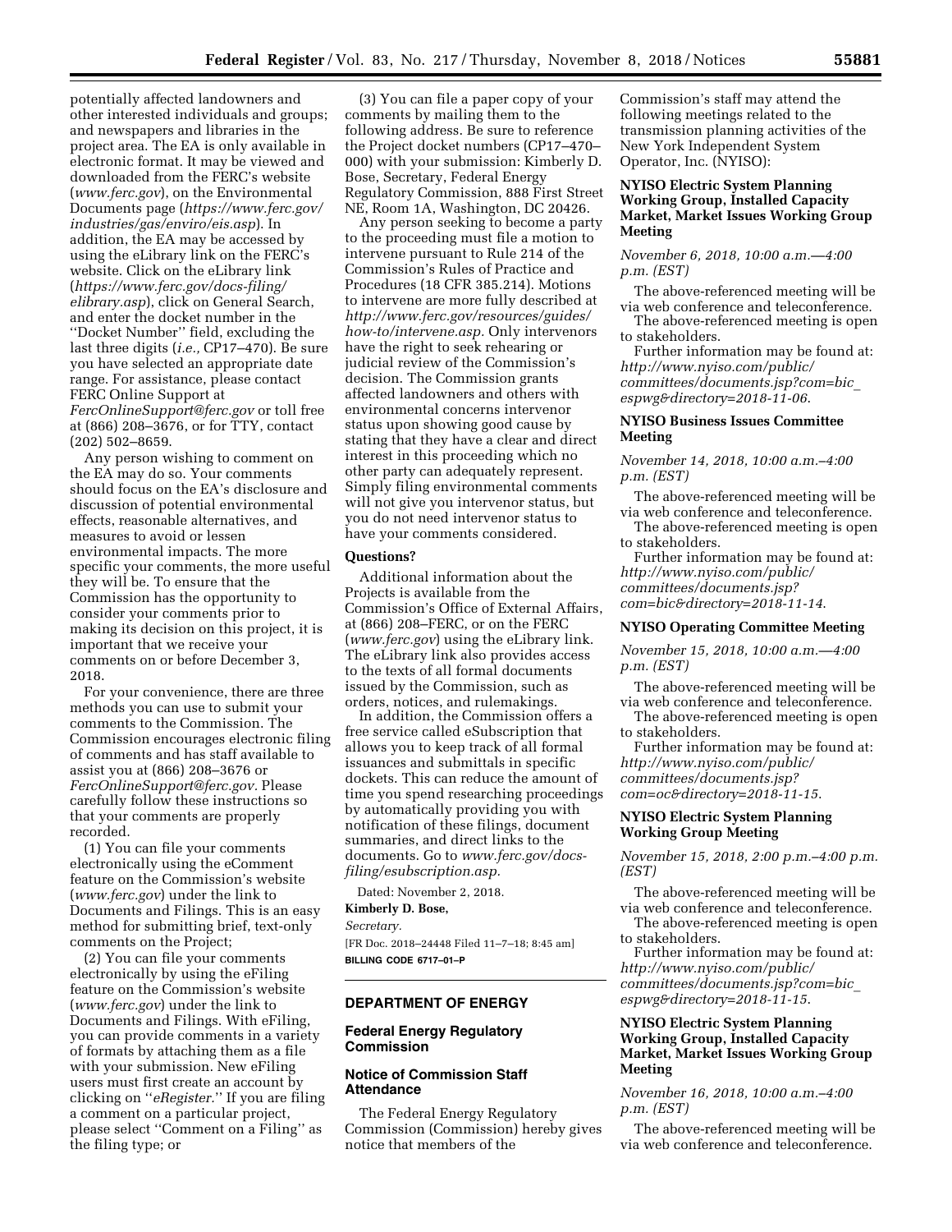potentially affected landowners and other interested individuals and groups; and newspapers and libraries in the project area. The EA is only available in electronic format. It may be viewed and downloaded from the FERC's website (*www.ferc.gov*), on the Environmental Documents page (*https://www.ferc.gov/industries/gas/enviro/eis.asp*). In addition, the EA may be accessed by using the eLibrary link on the FERC's website. Click on the eLibrary link (*https://www.ferc.gov/docs-filing/elibrary.asp*), click on General Search, and enter the docket number in the ''Docket Number'' field, excluding the last three digits (*i.e.,* CP17–470). Be sure you have selected an appropriate date range. For assistance, please contact FERC Online Support at *FercOnlineSupport@ferc.gov* or toll free at (866) 208–3676, or for TTY, contact (202) 502–8659.

Any person wishing to comment on the EA may do so. Your comments should focus on the EA's disclosure and discussion of potential environmental effects, reasonable alternatives, and measures to avoid or lessen environmental impacts. The more specific your comments, the more useful they will be. To ensure that the Commission has the opportunity to consider your comments prior to making its decision on this project, it is important that we receive your comments on or before December 3, 2018.

For your convenience, there are three methods you can use to submit your comments to the Commission. The Commission encourages electronic filing of comments and has staff available to assist you at (866) 208–3676 or *FercOnlineSupport@ferc.gov.* Please carefully follow these instructions so that your comments are properly recorded.

(1) You can file your comments electronically using the eComment feature on the Commission's website (*www.ferc.gov*) under the link to Documents and Filings. This is an easy method for submitting brief, text-only comments on the Project;

(2) You can file your comments electronically by using the eFiling feature on the Commission's website (*www.ferc.gov*) under the link to Documents and Filings. With eFiling, you can provide comments in a variety of formats by attaching them as a file with your submission. New eFiling users must first create an account by clicking on ''*eRegister.*'' If you are filing a comment on a particular project, please select ''Comment on a Filing'' as the filing type; or

(3) You can file a paper copy of your comments by mailing them to the following address. Be sure to reference the Project docket numbers (CP17–470–000) with your submission: Kimberly D. Bose, Secretary, Federal Energy Regulatory Commission, 888 First Street NE, Room 1A, Washington, DC 20426.

Any person seeking to become a party to the proceeding must file a motion to intervene pursuant to Rule 214 of the Commission's Rules of Practice and Procedures (18 CFR 385.214). Motions to intervene are more fully described at *http://www.ferc.gov/resources/guides/how-to/intervene.asp.* Only intervenors have the right to seek rehearing or judicial review of the Commission's decision. The Commission grants affected landowners and others with environmental concerns intervenor status upon showing good cause by stating that they have a clear and direct interest in this proceeding which no other party can adequately represent. Simply filing environmental comments will not give you intervenor status, but you do not need intervenor status to have your comments considered.

**Questions?**

Additional information about the Projects is available from the Commission's Office of External Affairs, at (866) 208–FERC, or on the FERC (*www.ferc.gov*) using the eLibrary link. The eLibrary link also provides access to the texts of all formal documents issued by the Commission, such as orders, notices, and rulemakings.

In addition, the Commission offers a free service called eSubscription that allows you to keep track of all formal issuances and submittals in specific dockets. This can reduce the amount of time you spend researching proceedings by automatically providing you with notification of these filings, document summaries, and direct links to the documents. Go to *www.ferc.gov/docs-filing/esubscription.asp.*

Dated: November 2, 2018.

**Kimberly D. Bose,**

*Secretary.*

[FR Doc. 2018–24448 Filed 11–7–18; 8:45 am]

**BILLING CODE 6717–01–P**

## DEPARTMENT OF ENERGY

### Federal Energy Regulatory Commission

### Notice of Commission Staff Attendance

The Federal Energy Regulatory Commission (Commission) hereby gives notice that members of the Commission's staff may attend the following meetings related to the transmission planning activities of the New York Independent System Operator, Inc. (NYISO):

#### NYISO Electric System Planning Working Group, Installed Capacity Market, Market Issues Working Group Meeting

*November 6, 2018, 10:00 a.m.—4:00 p.m. (EST)*

The above-referenced meeting will be via web conference and teleconference.

The above-referenced meeting is open to stakeholders.

Further information may be found at: *http://www.nyiso.com/public/committees/documents.jsp?com=bic_espwg&directory=2018-11-06.*

#### NYISO Business Issues Committee Meeting

*November 14, 2018, 10:00 a.m.–4:00 p.m. (EST)*

The above-referenced meeting will be via web conference and teleconference.

The above-referenced meeting is open to stakeholders.

Further information may be found at: *http://www.nyiso.com/public/committees/documents.jsp?com=bic&directory=2018-11-14.*

#### NYISO Operating Committee Meeting

*November 15, 2018, 10:00 a.m.—4:00 p.m. (EST)*

The above-referenced meeting will be via web conference and teleconference.

The above-referenced meeting is open to stakeholders.

Further information may be found at: *http://www.nyiso.com/public/committees/documents.jsp?com=oc&directory=2018-11-15.*

#### NYISO Electric System Planning Working Group Meeting

*November 15, 2018, 2:00 p.m.–4:00 p.m. (EST)*

The above-referenced meeting will be via web conference and teleconference.

The above-referenced meeting is open to stakeholders.

Further information may be found at: *http://www.nyiso.com/public/committees/documents.jsp?com=bic_espwg&directory=2018-11-15.*

#### NYISO Electric System Planning Working Group, Installed Capacity Market, Market Issues Working Group Meeting

*November 16, 2018, 10:00 a.m.–4:00 p.m. (EST)*

The above-referenced meeting will be via web conference and teleconference.